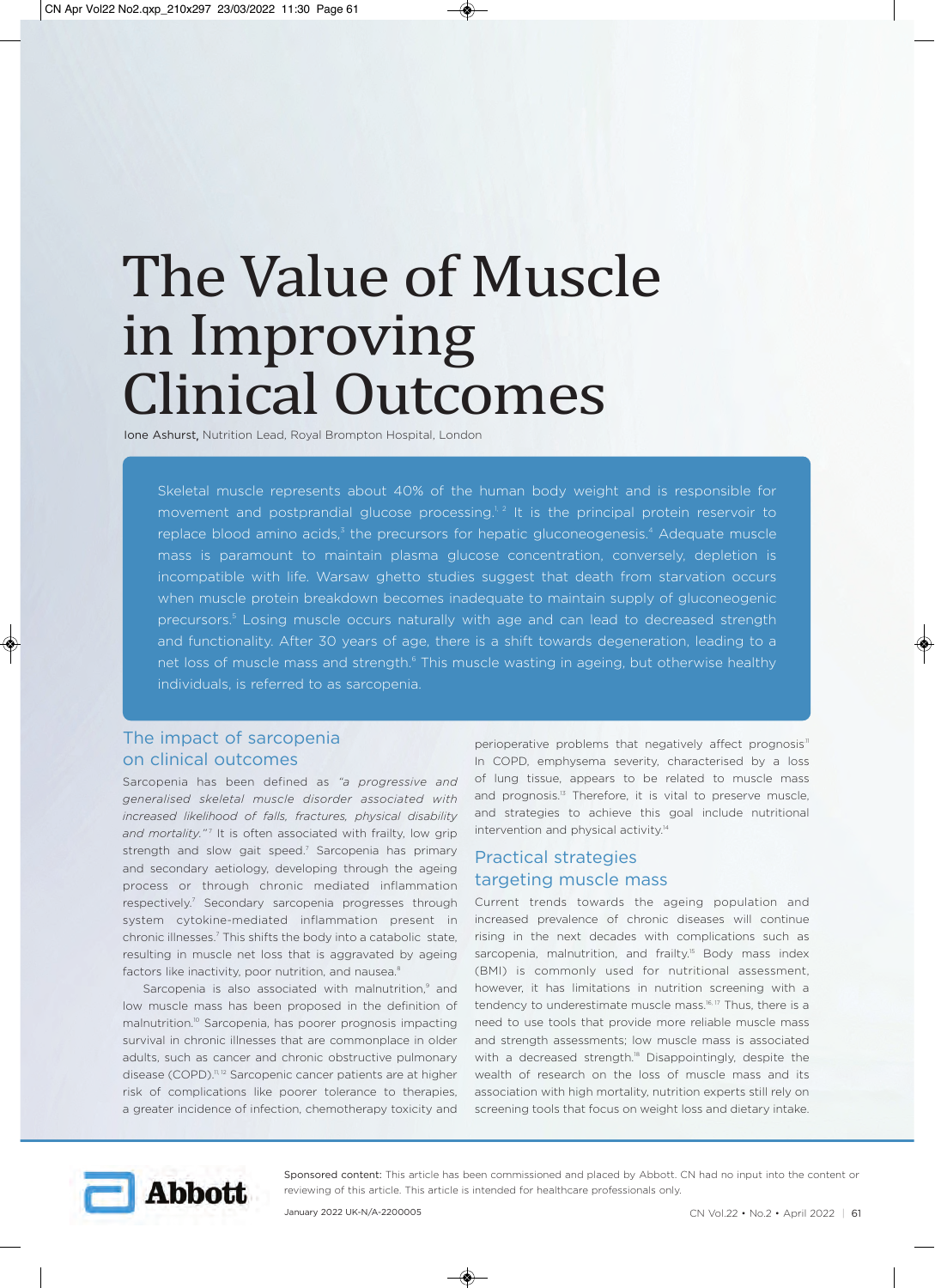# The Value of Muscle in Improving Clinical Outcomes

**Ione Ashurst,** Nutrition Lead, Royal Brompton Hospital, London

Skeletal muscle represents about 40% of the human body weight and is responsible for movement and postprandial glucose processing.[1, 2] It is the principal protein reservoir to replace blood amino acids,[3] the precursors for hepatic gluconeogenesis.[4] Adequate muscle mass is paramount to maintain plasma glucose concentration, conversely, depletion is incompatible with life. Warsaw ghetto studies suggest that death from starvation occurs when muscle protein breakdown becomes inadequate to maintain supply of gluconeogenic precursors.[5] Losing muscle occurs naturally with age and can lead to decreased strength and functionality. After 30 years of age, there is a shift towards degeneration, leading to a net loss of muscle mass and strength.[6] This muscle wasting in ageing, but otherwise healthy individuals, is referred to as sarcopenia.

## The impact of sarcopenia on clinical outcomes

Sarcopenia has been defined as *"a progressive and generalised skeletal muscle disorder associated with increased likelihood of falls, fractures, physical disability and mortality."*[7] It is often associated with frailty, low grip strength and slow gait speed.[7] Sarcopenia has primary and secondary aetiology, developing through the ageing process or through chronic mediated inflammation respectively.[7] Secondary sarcopenia progresses through system cytokine-mediated inflammation present in chronic illnesses.[7] This shifts the body into a catabolic state, resulting in muscle net loss that is aggravated by ageing factors like inactivity, poor nutrition, and nausea.[8]

Sarcopenia is also associated with malnutrition,[9] and low muscle mass has been proposed in the definition of malnutrition.[10] Sarcopenia, has poorer prognosis impacting survival in chronic illnesses that are commonplace in older adults, such as cancer and chronic obstructive pulmonary disease (COPD).[11,12] Sarcopenic cancer patients are at higher risk of complications like poorer tolerance to therapies, a greater incidence of infection, chemotherapy toxicity and perioperative problems that negatively affect prognosis[11] In COPD, emphysema severity, characterised by a loss of lung tissue, appears to be related to muscle mass and prognosis.[13] Therefore, it is vital to preserve muscle, and strategies to achieve this goal include nutritional intervention and physical activity.[14]

## Practical strategies targeting muscle mass

Current trends towards the ageing population and increased prevalence of chronic diseases will continue rising in the next decades with complications such as sarcopenia, malnutrition, and frailty.[15] Body mass index (BMI) is commonly used for nutritional assessment, however, it has limitations in nutrition screening with a tendency to underestimate muscle mass.[16,17] Thus, there is a need to use tools that provide more reliable muscle mass and strength assessments; low muscle mass is associated with a decreased strength.[18] Disappointingly, despite the wealth of research on the loss of muscle mass and its association with high mortality, nutrition experts still rely on screening tools that focus on weight loss and dietary intake.

Sponsored content: This article has been commissioned and placed by Abbott. CN had no input into the content or reviewing of this article. This article is intended for healthcare professionals only.

January 2022 UK-N/A-2200005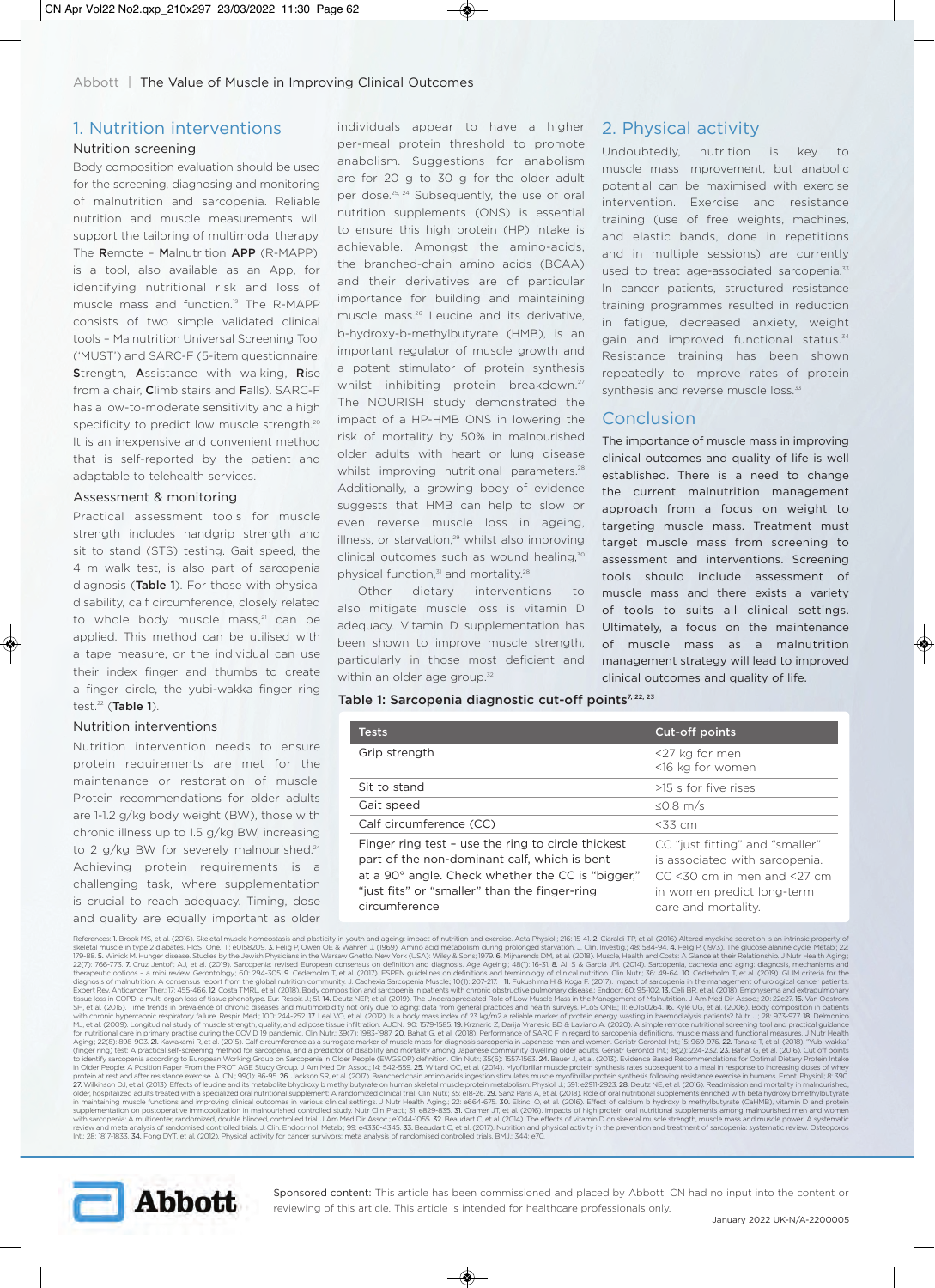Abbott | The Value of Muscle in Improving Clinical Outcomes

## 1. Nutrition interventions

### Nutrition screening

Body composition evaluation should be used for the screening, diagnosing and monitoring of malnutrition and sarcopenia. Reliable nutrition and muscle measurements will support the tailoring of multimodal therapy. The **R**emote – **M**alnutrition **APP** (R-MAPP), is a tool, also available as an App, for identifying nutritional risk and loss of muscle mass and function.[19] The R-MAPP consists of two simple validated clinical tools – Malnutrition Universal Screening Tool ('MUST') and SARC-F (5-item questionnaire: **S**trength, **A**ssistance with walking, **R**ise from a chair, **C**limb stairs and **F**alls). SARC-F has a low-to-moderate sensitivity and a high specificity to predict low muscle strength.[20] It is an inexpensive and convenient method that is self-reported by the patient and adaptable to telehealth services.

### Assessment & monitoring

Practical assessment tools for muscle strength includes handgrip strength and sit to stand (STS) testing. Gait speed, the 4 m walk test, is also part of sarcopenia diagnosis (**Table 1**). For those with physical disability, calf circumference, closely related to whole body muscle mass,[21] can be applied. This method can be utilised with a tape measure, or the individual can use their index finger and thumbs to create a finger circle, the yubi-wakka finger ring test.[22] (**Table 1**).

### Nutrition interventions

Nutrition intervention needs to ensure protein requirements are met for the maintenance or restoration of muscle. Protein recommendations for older adults are 1-1.2 g/kg body weight (BW), those with chronic illness up to 1.5 g/kg BW, increasing to 2 g/kg BW for severely malnourished.[24] Achieving protein requirements is a challenging task, where supplementation is crucial to reach adequacy. Timing, dose and quality are equally important as older individuals appear to have a higher per-meal protein threshold to promote anabolism. Suggestions for anabolism are for 20 g to 30 g for the older adult per dose.[25, 24] Subsequently, the use of oral nutrition supplements (ONS) is essential to ensure this high protein (HP) intake is achievable. Amongst the amino-acids, the branched-chain amino acids (BCAA) and their derivatives are of particular importance for building and maintaining muscle mass.[26] Leucine and its derivative, b-hydroxy-b-methylbutyrate (HMB), is an important regulator of muscle growth and a potent stimulator of protein synthesis whilst inhibiting protein breakdown.[27] The NOURISH study demonstrated the impact of a HP-HMB ONS in lowering the risk of mortality by 50% in malnourished older adults with heart or lung disease whilst improving nutritional parameters.[28] Additionally, a growing body of evidence suggests that HMB can help to slow or even reverse muscle loss in ageing, illness, or starvation,[29] whilst also improving clinical outcomes such as wound healing,[30] physical function,[31] and mortality.[28]

Other dietary interventions to also mitigate muscle loss is vitamin D adequacy. Vitamin D supplementation has been shown to improve muscle strength, particularly in those most deficient and within an older age group.[32]

## 2. Physical activity

Undoubtedly, nutrition is key to muscle mass improvement, but anabolic potential can be maximised with exercise intervention. Exercise and resistance training (use of free weights, machines, and elastic bands, done in repetitions and in multiple sessions) are currently used to treat age-associated sarcopenia.[33] In cancer patients, structured resistance training programmes resulted in reduction in fatigue, decreased anxiety, weight gain and improved functional status.[34] Resistance training has been shown repeatedly to improve rates of protein synthesis and reverse muscle loss.[33]

## Conclusion

The importance of muscle mass in improving clinical outcomes and quality of life is well established. There is a need to change the current malnutrition management approach from a focus on weight to targeting muscle mass. Treatment must target muscle mass from screening to assessment and interventions. Screening tools should include assessment of muscle mass and there exists a variety of tools to suits all clinical settings. Ultimately, a focus on the maintenance of muscle mass as a malnutrition management strategy will lead to improved clinical outcomes and quality of life.

**Table 1: Sarcopenia diagnostic cut-off points**[7, 22, 23]

| Tests | Cut-off points |
|---|---|
| Grip strength | <27 kg for men<br><16 kg for women |
| Sit to stand | >15 s for five rises |
| Gait speed | ≤0.8 m/s |
| Calf circumference (CC) | <33 cm |
| Finger ring test – use the ring to circle thickest part of the non-dominant calf, which is bent at a 90° angle. Check whether the CC is "bigger," "just fits" or "smaller" than the finger-ring circumference | CC "just fitting" and "smaller" is associated with sarcopenia. CC <30 cm in men and <27 cm in women predict long-term care and mortality. |

References: 1. Brook MS, et al. (2016). Skeletal muscle homeostasis and plasticity in youth and ageing: impact of nutrition and exercise. Acta Physiol.; 216: 15-41. 2. Ciaraldi TP, et al. (2016) Altered myokine secretion is an intrinsic property of skeletal muscle in type 2 diabetes. PloS One.; 11: e0158209. 3. Felig P, Owen OE & Wahren J (1969). Amino acid metabolism during prolonged starvation. J. Clin. Investig.; 48: 584-94. 4. Felig P (1973). The glucose alanine cycle. Metab.; 22: 179-88. 5. Winick M. Hunger disease. Studies by the Jewish Physicians in the Warsaw Ghetto. New York (USA): Wiley & Sons; 1979. 6. Mijnarends DM, et al. (2018). Muscle, Health and Costs: A Glance at their Relationship. J Nutr Health Aging; 22(7): 766-773. 7. Cruz Jentoft AJ, et al. (2019). Sarcopenia: revised European consensus on definition and diagnosis. Age Ageing.; 48(1): 16-31. 8. Ali S & Garcia JM. (2014). Sarcopenia, cachexia and aging: diagnosis, mechanisms and therapeutic options – a mini review. Gerontology; 60: 294-305. 9. Cederholm T, et al. (2017). ESPEN guidelines on definitions and terminology of clinical nutrition. Clin Nutr.; 36: 49-64. 10. Cederholm T, et al. (2019). GLIM criteria for the diagnosis of malnutrition. A consensus report from the global nutrition community. J. Cachexia Sarcopenia Muscle; 10(1): 207-217. 11. Fukushima H & Koga F. (2017). Impact of sarcopenia in the management of urological cancer patients. Expert Rev. Anticancer Ther.; 17: 455-466. 12. Costa TMRL, et al. (2018). Body composition and sarcopenia in patients with chronic obstructive pulmonary disease; Endocr.; 60: 95-102. 13. Celli BR, et al. (2018). Emphysema and extrapulmonary tissue loss in COPD: a multi organ loss of tissue phenotype. Eur. Respir. J.; 51. 14. Deutz NEP, et al. (2019). The Underappreciated Role of Low Muscle Mass in the Management of Malnutrition. J Am Med Dir Assoc.; 20: 22e27. 15. Van Oostrom SH, et al. (2016). Time trends in prevalence of chronic diseases and multimorbidity not only due to aging: data from general practices and health surveys. PLoS ONE.; 11: e0160264. 16. Kyle UG, et al. (2006). Body composition in patients with chronic hypercapnic respiratory failure. Respir. Med.; 100: 244-252. 17. Leal VO, et al. (2012). Is a body mass index of 23 kg/m2 a reliable marker of protein energy wasting in haemodialysis patients? Nutr. J.; 28: 973-977. 18. Delmonico MJ, et al. (2009). Longitudinal study of muscle strength, quality, and adipose tissue infiltration. AJCN.; 90: 1579-1585. 19. Krznaric Z, Darija Vranesic BD & Laviano A. (2020). A simple remote nutritional screening tool and practical guidance for nutritional care in primary practise during the COVID 19 pandemic. Clin Nutr.; 39(7): 1983-1987. 20. Bahat G, et al. (2018). Performance of SARC-F in regard to sarcopenia definitions, muscle mass and functional measures. J Nutr Health Aging.; 22(8): 898-903. 21. Kawakami R, et al. (2015). Calf circumference as a surrogate marker of muscle mass for diagnosis sarcopenia in Japanese men and women. Geriatr Gerontol Int.; 15: 969-976. 22. Tanaka T, et al. (2018). "Yubi wakka" (finger ring) test: A practical self-screening method for sarcopenia, and a predictor of disability and mortality among Japanese community dwelling older adults. Geriatr Gerontol Int.; 18(2): 224-232. 23. Bahat G, et al. (2016). Cut off points to identify sarcopenia according to European Working Group on Sarcopenia in Older People (EWGSOP) definition. Clin Nutr.; 35(6): 1557-1563. 24. Bauer J, et al. (2013). Evidence Based Recommendations for Optimal Dietary Protein Intake in Older People: A Position Paper From the PROT AGE Study Group. J Am Med Dir Assoc.; 14: 542-559. 25. Witard OC, et al. (2014). Myofibrillar muscle protein synthesis rates subsequent to a meal in response to increasing doses of whey protein at rest and after resistance exercise. AJCN.; 99(1): 86-95. 26. Jackson SR, et al. (2017). Branched chain amino acids ingestion stimulates muscle myofibrillar protein synthesis following resistance exercise in Humans. Front. Physiol.; 8: 390. 27. Wilkinson DJ, et al. (2013). Effects of leucine and its metabolite bhydroxy b methylbutyrate on human skeletal muscle protein metabolism. J Physiol.; 591: e2911-2923. 28. Deutz NE, et al. (2016). Readmission and mortality in malnourished, older, hospitalized adults treated with a specialized oral nutritional supplement: A randomized clinical trial. Clin Nutr.; 35: e18-26. 29. Sanz Paris A, et al. (2018). Role of oral nutritional supplements enriched with beta hydroxy b methylbutyrate in maintaining muscle function and improving clinical outcomes in various clinical settings. J Nutr Health Aging; 22: e664-675. 30. Ekinci O, et al. (2016). Effect of calcium b hydroxy b methylbutyrate (CaHMB), vitamin D and protein supplementation on postoperative immobilization in malnourished older adult patients with hip fracture: A randomized controlled study. Nutr Clin Pract.; 31: e829-835. 31. Cramer JT, et al. (2016). Impacts of high protein oral nutritional supplements among malnourished men and women with sarcopenia: A multicenter, randomized, double blinded, controlled trial. J Am Med Dir Assoc.; e1044-1055. 32. Beaudart C, et al. (2014). The effects of vitamin D on skeletal muscle strength, muscle mass and muscle power: A systematic review and meta analysis of randomised controlled trials. J. Clin. Endocrinol. Metab.; 99: e4336-4345. 33. Beaudart C, et al. (2017). Nutrition and physical activity in the prevention and treatment of sarcopenia: systematic review. Osteoporos Int.; 28: 1817-1833. 34. Fong DYT, et al. (2012). Physical activity for cancer survivors: meta analysis of randomised controlled trials. BMJ.; 344: e70.

Sponsored content: This article has been commissioned and placed by Abbott. CN had no input into the content or reviewing of this article. This article is intended for healthcare professionals only.

January 2022 UK-N/A-2200005